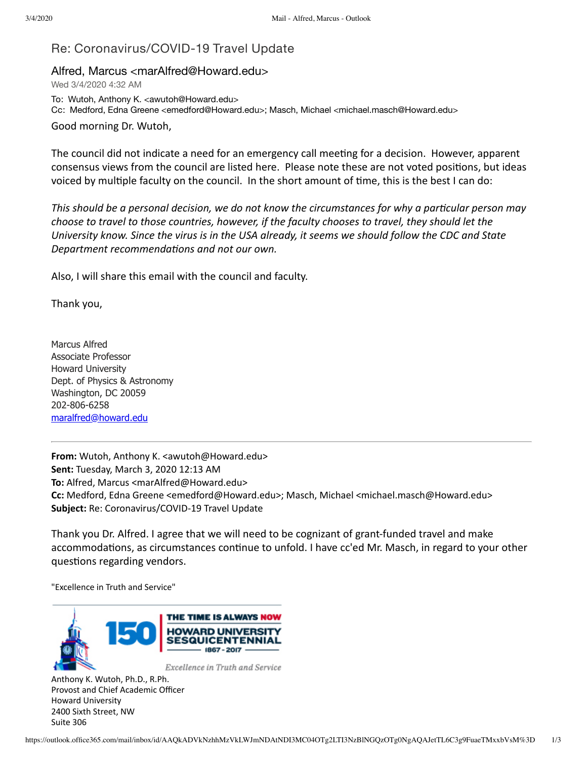# Re: Coronavirus/COVID-19 Travel Update

Alfred, Marcus <marAlfred@Howard.edu>

Wed 3/4/2020 4:32 AM

To: Wutoh, Anthony K. <awutoh@Howard.edu>

Cc: Medford, Edna Greene <emedford@Howard.edu>; Masch, Michael <michael.masch@Howard.edu>

Good morning Dr. Wutoh,

The council did not indicate a need for an emergency call meeting for a decision. However, apparent consensus views from the council are listed here. Please note these are not voted positions, but ideas voiced by multiple faculty on the council. In the short amount of time, this is the best I can do:

*This should be a personal decision, we do not know the circumstances for why a particular person may choose to travel to those countries, however, if the faculty chooses to travel, they should let the University know. Since the virus is in the USA already, it seems we should follow the CDC and State Department recommendations and not our own.*

Also, I will share this email with the council and faculty.

Thank you,

Marcus Alfred
Associate Professor
Howard University
Dept. of Physics & Astronomy
Washington, DC 20059
202-806-6258
maralfred@howard.edu

---

**From:** Wutoh, Anthony K. <awutoh@Howard.edu>
**Sent:** Tuesday, March 3, 2020 12:13 AM
**To:** Alfred, Marcus <marAlfred@Howard.edu>
**Cc:** Medford, Edna Greene <emedford@Howard.edu>; Masch, Michael <michael.masch@Howard.edu>
**Subject:** Re: Coronavirus/COVID-19 Travel Update

Thank you Dr. Alfred. I agree that we will need to be cognizant of grant-funded travel and make accommodations, as circumstances continue to unfold. I have cc'ed Mr. Masch, in regard to your other questions regarding vendors.

"Excellence in Truth and Service"

150 THE TIME IS ALWAYS NOW
HOWARD UNIVERSITY SESQUICENTENNIAL
1867 - 2017
Excellence in Truth and Service

Anthony K. Wutoh, Ph.D., R.Ph.
Provost and Chief Academic Officer
Howard University
2400 Sixth Street, NW
Suite 306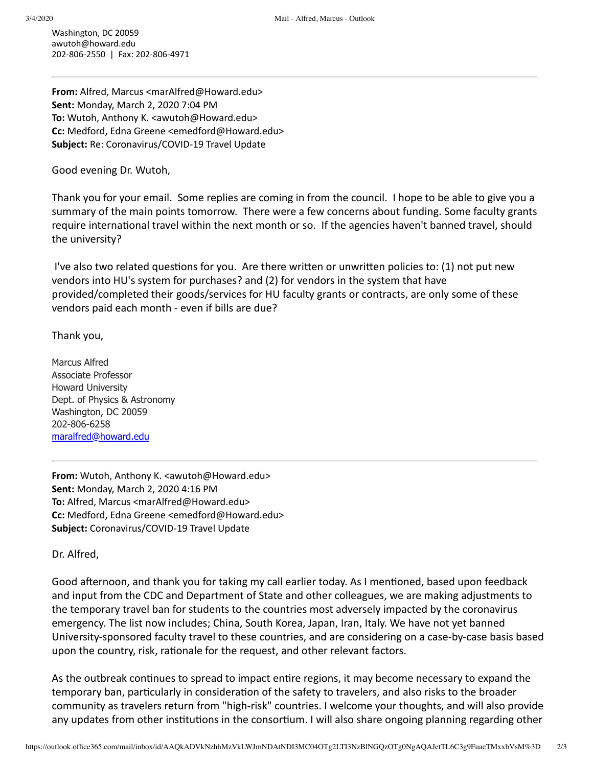Washington, DC 20059
awutoh@howard.edu
202-806-2550 | Fax: 202-806-4971

---

**From:** Alfred, Marcus <marAlfred@Howard.edu>
**Sent:** Monday, March 2, 2020 7:04 PM
**To:** Wutoh, Anthony K. <awutoh@Howard.edu>
**Cc:** Medford, Edna Greene <emedford@Howard.edu>
**Subject:** Re: Coronavirus/COVID-19 Travel Update

Good evening Dr. Wutoh,

Thank you for your email. Some replies are coming in from the council. I hope to be able to give you a summary of the main points tomorrow. There were a few concerns about funding. Some faculty grants require international travel within the next month or so. If the agencies haven't banned travel, should the university?

I've also two related questions for you. Are there written or unwritten policies to: (1) not put new vendors into HU's system for purchases? and (2) for vendors in the system that have provided/completed their goods/services for HU faculty grants or contracts, are only some of these vendors paid each month - even if bills are due?

Thank you,

Marcus Alfred
Associate Professor
Howard University
Dept. of Physics & Astronomy
Washington, DC 20059
202-806-6258
maralfred@howard.edu

---

**From:** Wutoh, Anthony K. <awutoh@Howard.edu>
**Sent:** Monday, March 2, 2020 4:16 PM
**To:** Alfred, Marcus <marAlfred@Howard.edu>
**Cc:** Medford, Edna Greene <emedford@Howard.edu>
**Subject:** Coronavirus/COVID-19 Travel Update

Dr. Alfred,

Good afternoon, and thank you for taking my call earlier today. As I mentioned, based upon feedback and input from the CDC and Department of State and other colleagues, we are making adjustments to the temporary travel ban for students to the countries most adversely impacted by the coronavirus emergency. The list now includes; China, South Korea, Japan, Iran, Italy. We have not yet banned University-sponsored faculty travel to these countries, and are considering on a case-by-case basis based upon the country, risk, rationale for the request, and other relevant factors.

As the outbreak continues to spread to impact entire regions, it may become necessary to expand the temporary ban, particularly in consideration of the safety to travelers, and also risks to the broader community as travelers return from "high-risk" countries. I welcome your thoughts, and will also provide any updates from other institutions in the consortium. I will also share ongoing planning regarding other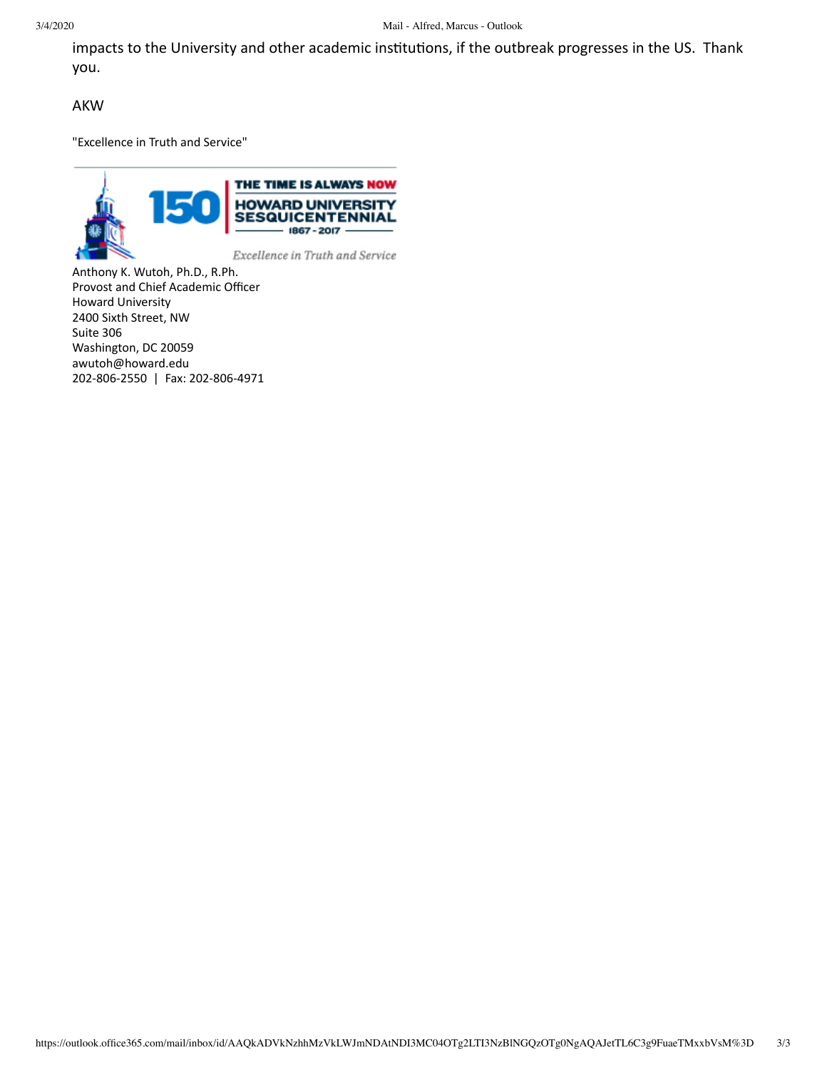impacts to the University and other academic institutions, if the outbreak progresses in the US.  Thank you.

AKW

"Excellence in Truth and Service"

THE TIME IS ALWAYS NOW

150 HOWARD UNIVERSITY SESQUICENTENNIAL 1867 - 2017

*Excellence in Truth and Service*

Anthony K. Wutoh, Ph.D., R.Ph.
Provost and Chief Academic Officer
Howard University
2400 Sixth Street, NW
Suite 306
Washington, DC 20059
awutoh@howard.edu
202-806-2550  |  Fax: 202-806-4971